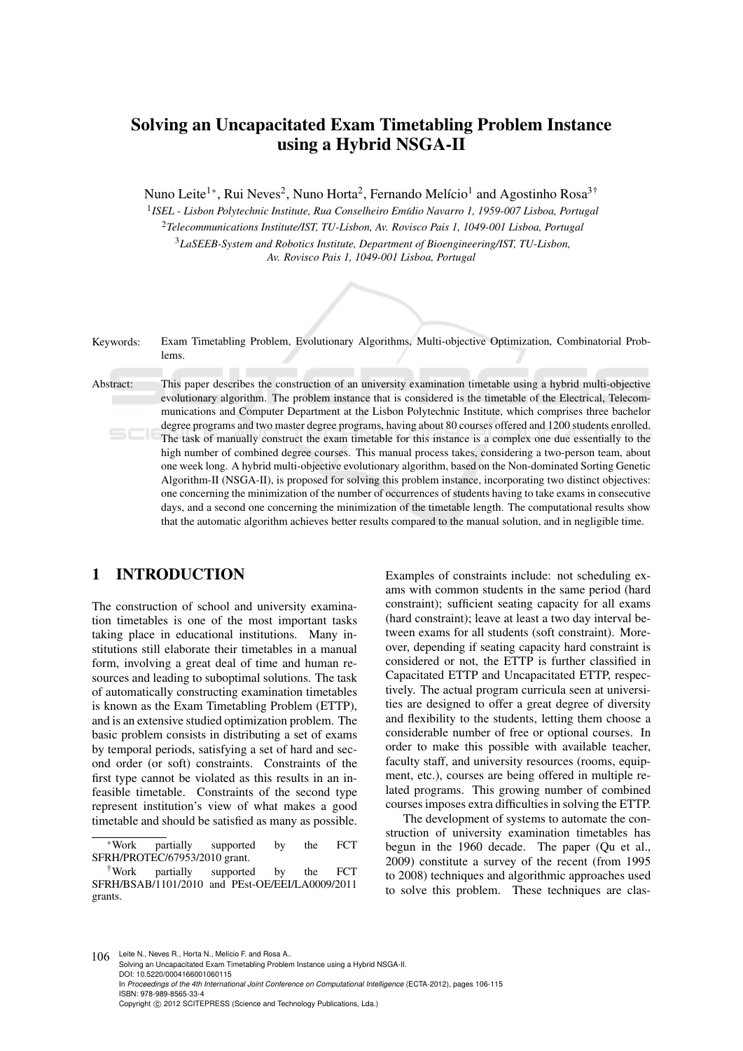# Solving an Uncapacitated Exam Timetabling Problem Instance using a Hybrid NSGA-II

Nuno Leite[1*], Rui Neves[2], Nuno Horta[2], Fernando Melício[1] and Agostinho Rosa[3†]

[1]*ISEL - Lisbon Polytechnic Institute, Rua Conselheiro Emídio Navarro 1, 1959-007 Lisboa, Portugal*

[2]*Telecommunications Institute/IST, TU-Lisbon, Av. Rovisco Pais 1, 1049-001 Lisboa, Portugal*

[3]*LaSEEB-System and Robotics Institute, Department of Bioengineering/IST, TU-Lisbon, Av. Rovisco Pais 1, 1049-001 Lisboa, Portugal*

Keywords: Exam Timetabling Problem, Evolutionary Algorithms, Multi-objective Optimization, Combinatorial Problems.

Abstract: This paper describes the construction of an university examination timetable using a hybrid multi-objective evolutionary algorithm. The problem instance that is considered is the timetable of the Electrical, Telecommunications and Computer Department at the Lisbon Polytechnic Institute, which comprises three bachelor degree programs and two master degree programs, having about 80 courses offered and 1200 students enrolled. The task of manually construct the exam timetable for this instance is a complex one due essentially to the high number of combined degree courses. This manual process takes, considering a two-person team, about one week long. A hybrid multi-objective evolutionary algorithm, based on the Non-dominated Sorting Genetic Algorithm-II (NSGA-II), is proposed for solving this problem instance, incorporating two distinct objectives: one concerning the minimization of the number of occurrences of students having to take exams in consecutive days, and a second one concerning the minimization of the timetable length. The computational results show that the automatic algorithm achieves better results compared to the manual solution, and in negligible time.

## 1 INTRODUCTION

The construction of school and university examination timetables is one of the most important tasks taking place in educational institutions. Many institutions still elaborate their timetables in a manual form, involving a great deal of time and human resources and leading to suboptimal solutions. The task of automatically constructing examination timetables is known as the Exam Timetabling Problem (ETTP), and is an extensive studied optimization problem. The basic problem consists in distributing a set of exams by temporal periods, satisfying a set of hard and second order (or soft) constraints. Constraints of the first type cannot be violated as this results in an infeasible timetable. Constraints of the second type represent institution's view of what makes a good timetable and should be satisfied as many as possible. Examples of constraints include: not scheduling exams with common students in the same period (hard constraint); sufficient seating capacity for all exams (hard constraint); leave at least a two day interval between exams for all students (soft constraint). Moreover, depending if seating capacity hard constraint is considered or not, the ETTP is further classified in Capacitated ETTP and Uncapacitated ETTP, respectively. The actual program curricula seen at universities are designed to offer a great degree of diversity and flexibility to the students, letting them choose a considerable number of free or optional courses. In order to make this possible with available teacher, faculty staff, and university resources (rooms, equipment, etc.), courses are being offered in multiple related programs. This growing number of combined courses imposes extra difficulties in solving the ETTP.

The development of systems to automate the construction of university examination timetables has begun in the 1960 decade. The paper (Qu et al., 2009) constitute a survey of the recent (from 1995 to 2008) techniques and algorithmic approaches used to solve this problem. These techniques are clas-

[*]Work partially supported by the FCT SFRH/PROTEC/67953/2010 grant.

[†]Work partially supported by the FCT SFRH/BSAB/1101/2010 and PEst-OE/EEI/LA0009/2011 grants.

Leite N., Neves R., Horta N., Melício F. and Rosa A..
Solving an Uncapacitated Exam Timetabling Problem Instance using a Hybrid NSGA-II.
DOI: 10.5220/0004166001060115
In *Proceedings of the 4th International Joint Conference on Computational Intelligence* (ECTA-2012), pages 106-115
ISBN: 978-989-8565-33-4
Copyright © 2012 SCITEPRESS (Science and Technology Publications, Lda.)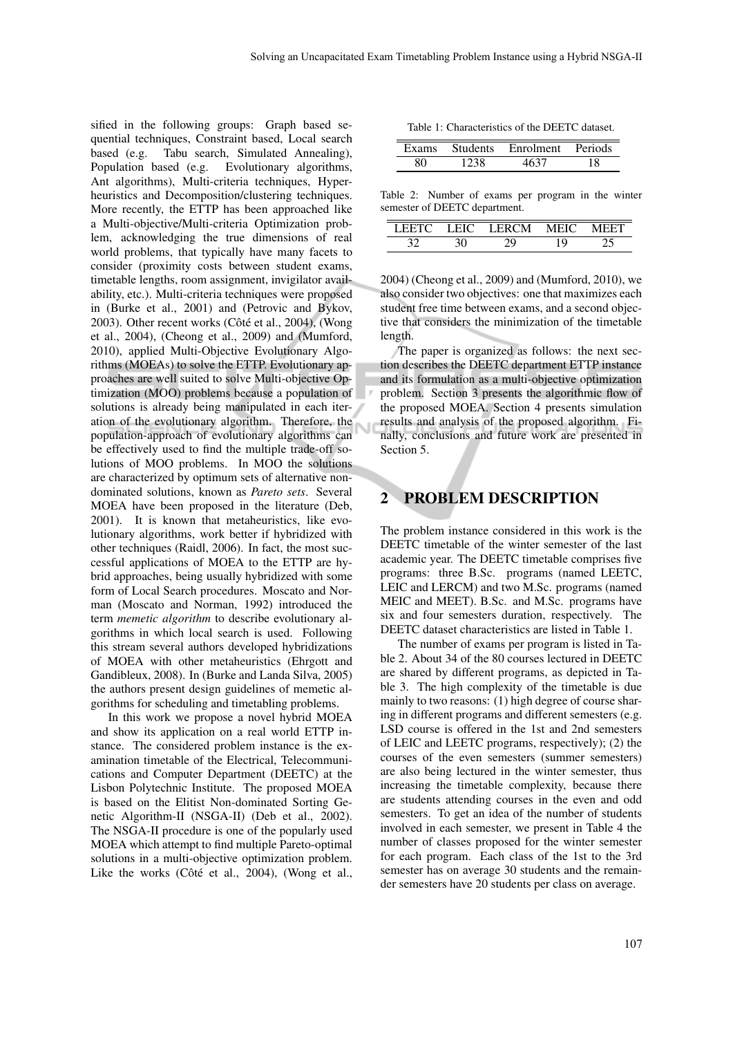sified in the following groups: Graph based sequential techniques, Constraint based, Local search based (e.g. Tabu search, Simulated Annealing), Population based (e.g. Evolutionary algorithms, Ant algorithms), Multi-criteria techniques, Hyper-heuristics and Decomposition/clustering techniques. More recently, the ETTP has been approached like a Multi-objective/Multi-criteria Optimization problem, acknowledging the true dimensions of real world problems, that typically have many facets to consider (proximity costs between student exams, timetable lengths, room assignment, invigilator availability, etc.). Multi-criteria techniques were proposed in (Burke et al., 2001) and (Petrovic and Bykov, 2003). Other recent works (Côté et al., 2004), (Wong et al., 2004), (Cheong et al., 2009) and (Mumford, 2010), applied Multi-Objective Evolutionary Algorithms (MOEAs) to solve the ETTP. Evolutionary approaches are well suited to solve Multi-objective Optimization (MOO) problems because a population of solutions is already being manipulated in each iteration of the evolutionary algorithm. Therefore, the population-approach of evolutionary algorithms can be effectively used to find the multiple trade-off solutions of MOO problems. In MOO the solutions are characterized by optimum sets of alternative non-dominated solutions, known as *Pareto sets*. Several MOEA have been proposed in the literature (Deb, 2001). It is known that metaheuristics, like evolutionary algorithms, work better if hybridized with other techniques (Raidl, 2006). In fact, the most successful applications of MOEA to the ETTP are hybrid approaches, being usually hybridized with some form of Local Search procedures. Moscato and Norman (Moscato and Norman, 1992) introduced the term *memetic algorithm* to describe evolutionary algorithms in which local search is used. Following this stream several authors developed hybridizations of MOEA with other metaheuristics (Ehrgott and Gandibleux, 2008). In (Burke and Landa Silva, 2005) the authors present design guidelines of memetic algorithms for scheduling and timetabling problems.

In this work we propose a novel hybrid MOEA and show its application on a real world ETTP instance. The considered problem instance is the examination timetable of the Electrical, Telecommunications and Computer Department (DEETC) at the Lisbon Polytechnic Institute. The proposed MOEA is based on the Elitist Non-dominated Sorting Genetic Algorithm-II (NSGA-II) (Deb et al., 2002). The NSGA-II procedure is one of the popularly used MOEA which attempt to find multiple Pareto-optimal solutions in a multi-objective optimization problem. Like the works (Côté et al., 2004), (Wong et al., 2004) (Cheong et al., 2009) and (Mumford, 2010), we also consider two objectives: one that maximizes each student free time between exams, and a second objective that considers the minimization of the timetable length.

The paper is organized as follows: the next section describes the DEETC department ETTP instance and its formulation as a multi-objective optimization problem. Section 3 presents the algorithmic flow of the proposed MOEA. Section 4 presents simulation results and analysis of the proposed algorithm. Finally, conclusions and future work are presented in Section 5.

## 2 PROBLEM DESCRIPTION

The problem instance considered in this work is the DEETC timetable of the winter semester of the last academic year. The DEETC timetable comprises five programs: three B.Sc. programs (named LEETC, LEIC and LERCM) and two M.Sc. programs (named MEIC and MEET). B.Sc. and M.Sc. programs have six and four semesters duration, respectively. The DEETC dataset characteristics are listed in Table 1.

Table 1: Characteristics of the DEETC dataset.

| Exams | Students | Enrolment | Periods |
|---|---|---|---|
| 80 | 1238 | 4637 | 18 |

The number of exams per program is listed in Table 2. About 34 of the 80 courses lectured in DEETC are shared by different programs, as depicted in Table 3. The high complexity of the timetable is due mainly to two reasons: (1) high degree of course sharing in different programs and different semesters (e.g. LSD course is offered in the 1st and 2nd semesters of LEIC and LEETC programs, respectively); (2) the courses of the even semesters (summer semesters) are also being lectured in the winter semester, thus increasing the timetable complexity, because there are students attending courses in the even and odd semesters. To get an idea of the number of students involved in each semester, we present in Table 4 the number of classes proposed for the winter semester for each program. Each class of the 1st to the 3rd semester has on average 30 students and the remainder semesters have 20 students per class on average.

Table 2: Number of exams per program in the winter semester of DEETC department.

| LEETC | LEIC | LERCM | MEIC | MEET |
|---|---|---|---|---|
| 32 | 30 | 29 | 19 | 25 |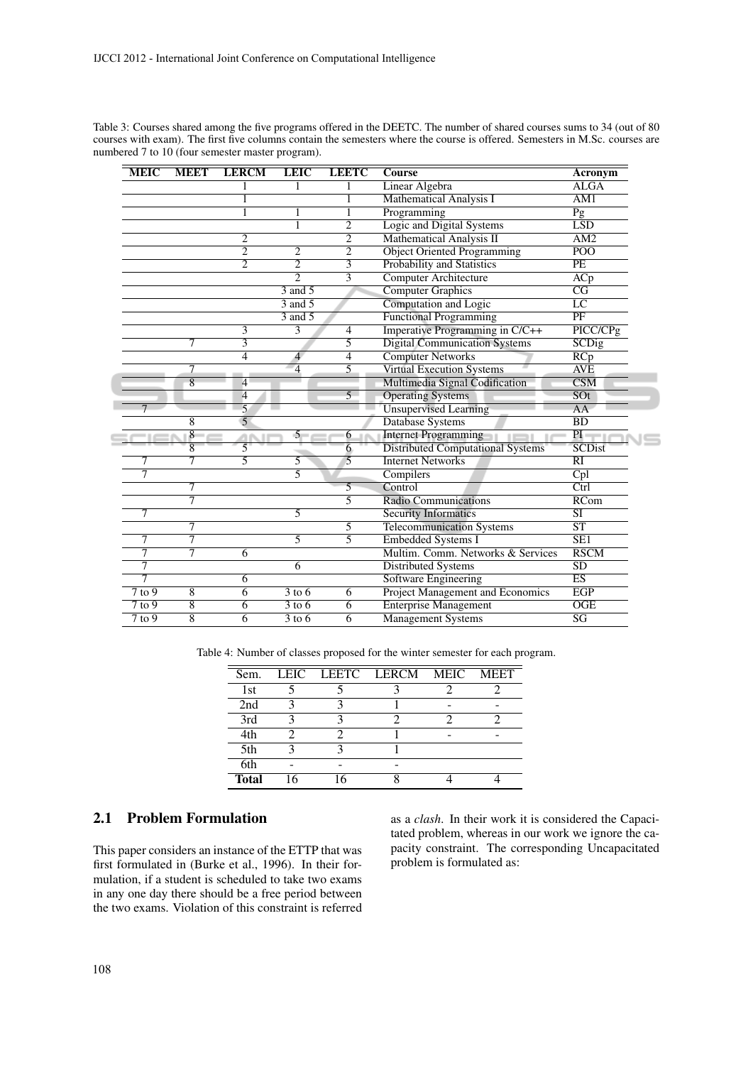Table 3: Courses shared among the five programs offered in the DEETC. The number of shared courses sums to 34 (out of 80 courses with exam). The first five columns contain the semesters where the course is offered. Semesters in M.Sc. courses are numbered 7 to 10 (four semester master program).

| MEIC | MEET | LERCM | LEIC | LEETC | Course | Acronym |
|---|---|---|---|---|---|---|
| | | 1 | 1 | 1 | Linear Algebra | ALGA |
| | | 1 | | 1 | Mathematical Analysis I | AM1 |
| | | 1 | 1 | 1 | Programming | Pg |
| | | | 1 | 2 | Logic and Digital Systems | LSD |
| | | 2 | | 2 | Mathematical Analysis II | AM2 |
| | | 2 | 2 | 2 | Object Oriented Programming | POO |
| | | 2 | 2 | 3 | Probability and Statistics | PE |
| | | | 2 | 3 | Computer Architecture | ACp |
| | | | 3 and 5 | | Computer Graphics | CG |
| | | | 3 and 5 | | Computation and Logic | LC |
| | | | 3 and 5 | | Functional Programming | PF |
| | | 3 | 3 | 4 | Imperative Programming in C/C++ | PICC/CPg |
| | 7 | 3 | | 5 | Digital Communication Systems | SCDig |
| | | 4 | 4 | 4 | Computer Networks | RCp |
| | 7 | | 4 | 5 | Virtual Execution Systems | AVE |
| | 8 | 4 | | | Multimedia Signal Codification | CSM |
| | | 4 | | 5 | Operating Systems | SOt |
| 7 | | 5 | | | Unsupervised Learning | AA |
| | 8 | 5 | | | Database Systems | BD |
| | 8 | | 5 | 6 | Internet Programming | PI |
| | 8 | 5 | | 6 | Distributed Computational Systems | SCDist |
| 7 | 7 | 5 | 5 | 5 | Internet Networks | RI |
| 7 | | | 5 | | Compilers | Cpl |
| | 7 | | | 5 | Control | Ctrl |
| | 7 | | | 5 | Radio Communications | RCom |
| 7 | | | 5 | | Security Informatics | SI |
| | 7 | | | 5 | Telecommunication Systems | ST |
| 7 | 7 | | 5 | 5 | Embedded Systems I | SE1 |
| 7 | 7 | 6 | | | Multim. Comm. Networks & Services | RSCM |
| 7 | | | 6 | | Distributed Systems | SD |
| 7 | | 6 | | | Software Engineering | ES |
| 7 to 9 | 8 | 6 | 3 to 6 | 6 | Project Management and Economics | EGP |
| 7 to 9 | 8 | 6 | 3 to 6 | 6 | Enterprise Management | OGE |
| 7 to 9 | 8 | 6 | 3 to 6 | 6 | Management Systems | SG |

Table 4: Number of classes proposed for the winter semester for each program.

| Sem. | LEIC | LEETC | LERCM | MEIC | MEET |
|---|---|---|---|---|---|
| 1st | 5 | 5 | 3 | 2 | 2 |
| 2nd | 3 | 3 | 1 | - | - |
| 3rd | 3 | 3 | 2 | 2 | 2 |
| 4th | 2 | 2 | 1 | - | - |
| 5th | 3 | 3 | 1 | | |
| 6th | - | - | - | | |
| **Total** | 16 | 16 | 8 | 4 | 4 |

## 2.1 Problem Formulation

This paper considers an instance of the ETTP that was first formulated in (Burke et al., 1996). In their formulation, if a student is scheduled to take two exams in any one day there should be a free period between the two exams. Violation of this constraint is referred as a *clash*. In their work it is considered the Capacitated problem, whereas in our work we ignore the capacity constraint. The corresponding Uncapacitated problem is formulated as: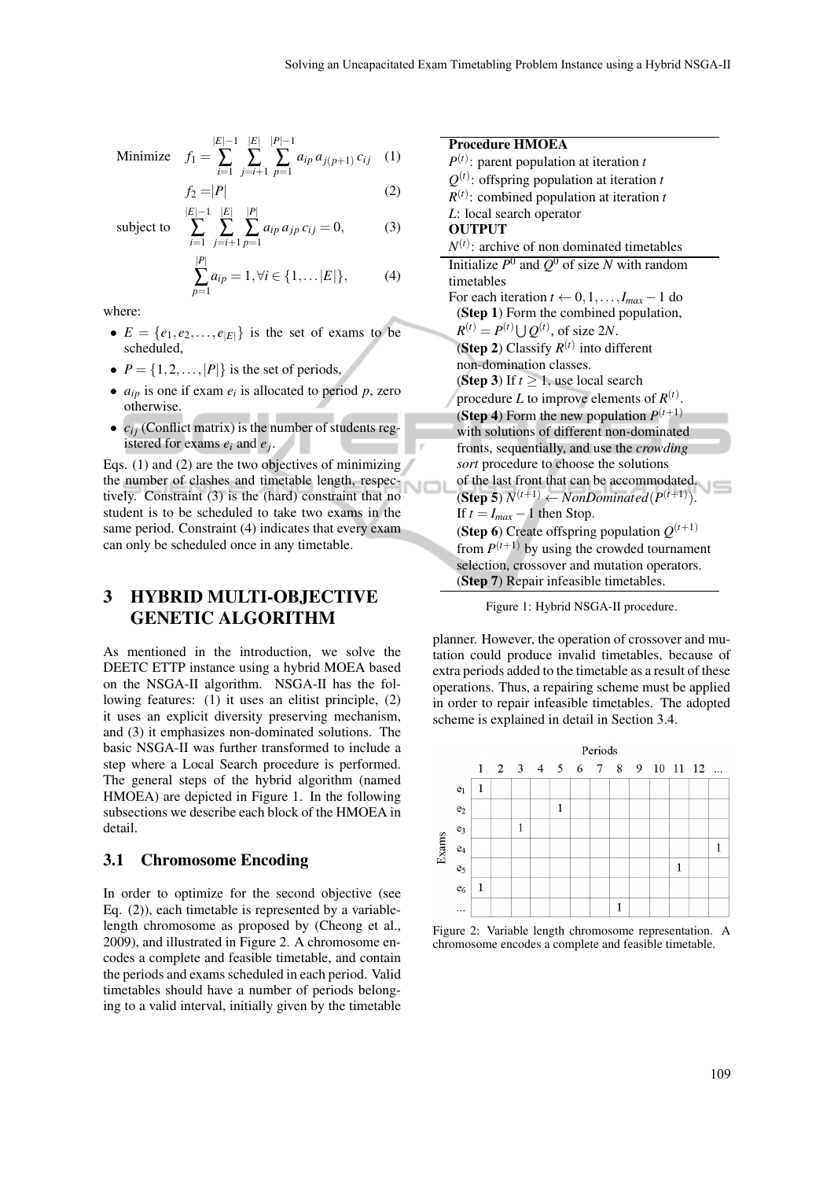$$\text{Minimize} \quad f_1 = \sum_{i=1}^{|E|-1} \sum_{j=i+1}^{|E|} \sum_{p=1}^{|P|-1} a_{ip}\, a_{j(p+1)}\, c_{ij} \tag{1}$$

$$f_2 = |P| \tag{2}$$

$$\text{subject to} \quad \sum_{i=1}^{|E|-1} \sum_{j=i+1}^{|E|} \sum_{p=1}^{|P|} a_{ip}\, a_{jp}\, c_{ij} = 0, \tag{3}$$

$$\sum_{p=1}^{|P|} a_{ip} = 1, \forall i \in \{1, \ldots |E|\}, \tag{4}$$

where:

- $E = \{e_1, e_2, \ldots, e_{|E|}\}$ is the set of exams to be scheduled,
- $P = \{1, 2, \ldots, |P|\}$ is the set of periods,
- $a_{ip}$ is one if exam $e_i$ is allocated to period $p$, zero otherwise.
- $c_{ij}$ (Conflict matrix) is the number of students registered for exams $e_i$ and $e_j$.

Eqs. (1) and (2) are the two objectives of minimizing the number of clashes and timetable length, respectively. Constraint (3) is the (hard) constraint that no student is to be scheduled to take two exams in the same period. Constraint (4) indicates that every exam can only be scheduled once in any timetable.

## 3 HYBRID MULTI-OBJECTIVE GENETIC ALGORITHM

As mentioned in the introduction, we solve the DEETC ETTP instance using a hybrid MOEA based on the NSGA-II algorithm. NSGA-II has the following features: (1) it uses an elitist principle, (2) it uses an explicit diversity preserving mechanism, and (3) it emphasizes non-dominated solutions. The basic NSGA-II was further transformed to include a step where a Local Search procedure is performed. The general steps of the hybrid algorithm (named HMOEA) are depicted in Figure 1. In the following subsections we describe each block of the HMOEA in detail.

---

**Procedure HMOEA**

$P^{(t)}$: parent population at iteration $t$
$Q^{(t)}$: offspring population at iteration $t$
$R^{(t)}$: combined population at iteration $t$
$L$: local search operator

**OUTPUT**

$N^{(t)}$: archive of non dominated timetables

---

Initialize $P^0$ and $Q^0$ of size $N$ with random timetables
For each iteration $t \leftarrow 0, 1, \ldots, I_{max} - 1$ do
  (**Step 1**) Form the combined population, $R^{(t)} = P^{(t)} \bigcup Q^{(t)}$, of size $2N$.
  (**Step 2**) Classify $R^{(t)}$ into different non-domination classes.
  (**Step 3**) If $t \geq 1$, use local search procedure $L$ to improve elements of $R^{(t)}$.
  (**Step 4**) Form the new population $P^{(t+1)}$ with solutions of different non-dominated fronts, sequentially, and use the *crowding sort* procedure to choose the solutions of the last front that can be accommodated.
  (**Step 5**) $N^{(t+1)} \leftarrow NonDominated(P^{(t+1)})$.
  If $t = I_{max} - 1$ then Stop.
  (**Step 6**) Create offspring population $Q^{(t+1)}$ from $P^{(t+1)}$ by using the crowded tournament selection, crossover and mutation operators.
  (**Step 7**) Repair infeasible timetables.

---

Figure 1: Hybrid NSGA-II procedure.

### 3.1 Chromosome Encoding

In order to optimize for the second objective (see Eq. (2)), each timetable is represented by a variable-length chromosome as proposed by (Cheong et al., 2009), and illustrated in Figure 2. A chromosome encodes a complete and feasible timetable, and contain the periods and exams scheduled in each period. Valid timetables should have a number of periods belonging to a valid interval, initially given by the timetable planner. However, the operation of crossover and mutation could produce invalid timetables, because of extra periods added to the timetable as a result of these operations. Thus, a repairing scheme must be applied in order to repair infeasible timetables. The adopted scheme is explained in detail in Section 3.4.

| Exams \ Periods | 1 | 2 | 3 | 4 | 5 | 6 | 7 | 8 | 9 | 10 | 11 | 12 | ... |
|---|---|---|---|---|---|---|---|---|---|---|---|---|---|
| $e_1$ | 1 | | | | | | | | | | | | |
| $e_2$ | | | | | 1 | | | | | | | | |
| $e_3$ | | | 1 | | | | | | | | | | |
| $e_4$ | | | | | | | | | | | | | 1 |
| $e_5$ | | | | | | | | | | | 1 | | |
| $e_6$ | 1 | | | | | | | | | | | | |
| ... | | | | | | | | 1 | | | | | |

Figure 2: Variable length chromosome representation. A chromosome encodes a complete and feasible timetable.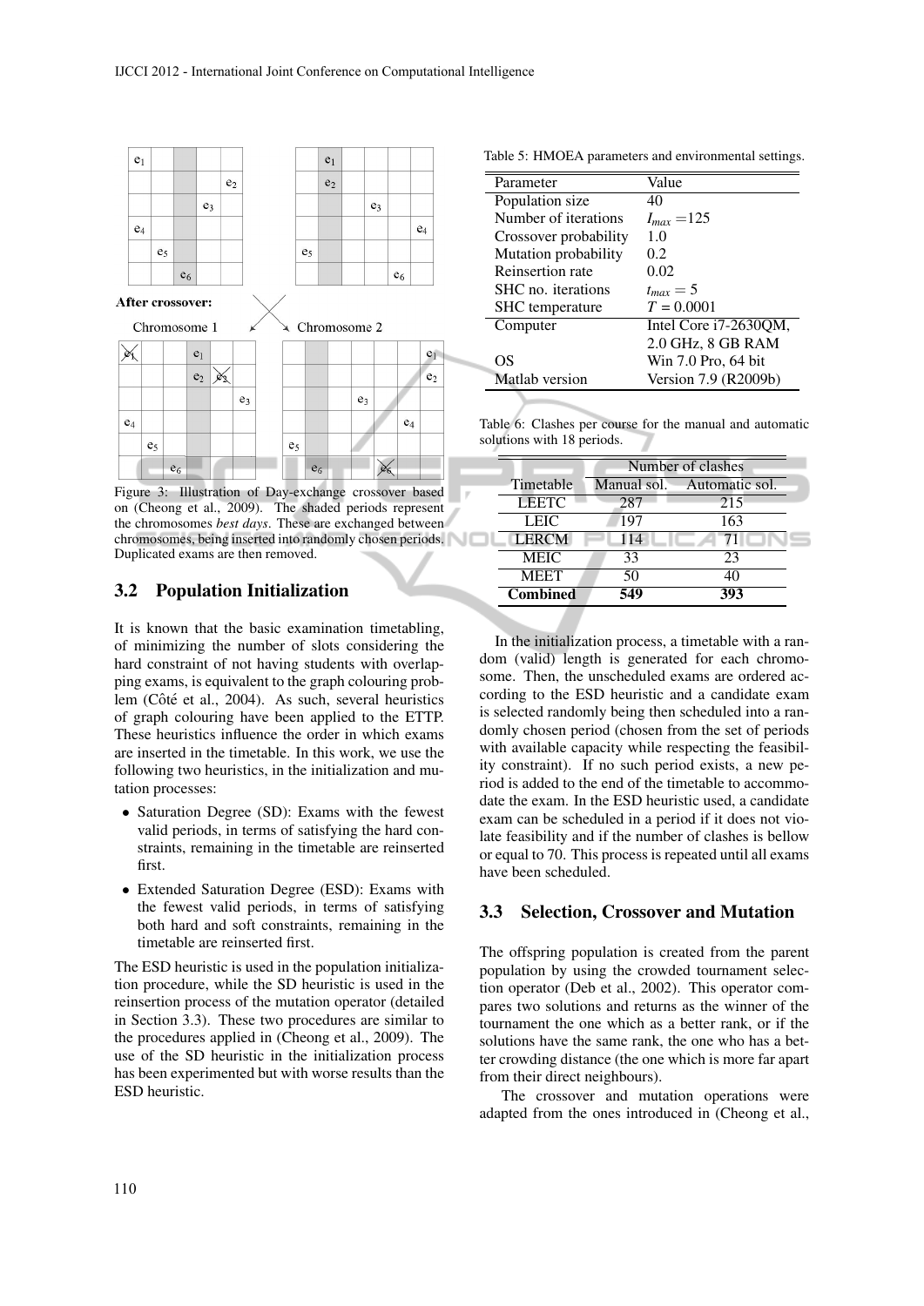After crossover:

Chromosome 1 Chromosome 2

Figure 3: Illustration of Day-exchange crossover based on (Cheong et al., 2009). The shaded periods represent the chromosomes *best days*. These are exchanged between chromosomes, being inserted into randomly chosen periods. Duplicated exams are then removed.

## 3.2 Population Initialization

It is known that the basic examination timetabling, of minimizing the number of slots considering the hard constraint of not having students with overlapping exams, is equivalent to the graph colouring problem (Côté et al., 2004). As such, several heuristics of graph colouring have been applied to the ETTP. These heuristics influence the order in which exams are inserted in the timetable. In this work, we use the following two heuristics, in the initialization and mutation processes:

- Saturation Degree (SD): Exams with the fewest valid periods, in terms of satisfying the hard constraints, remaining in the timetable are reinserted first.
- Extended Saturation Degree (ESD): Exams with the fewest valid periods, in terms of satisfying both hard and soft constraints, remaining in the timetable are reinserted first.

The ESD heuristic is used in the population initialization procedure, while the SD heuristic is used in the reinsertion process of the mutation operator (detailed in Section 3.3). These two procedures are similar to the procedures applied in (Cheong et al., 2009). The use of the SD heuristic in the initialization process has been experimented but with worse results than the ESD heuristic.

Table 5: HMOEA parameters and environmental settings.

| Parameter | Value |
|---|---|
| Population size | 40 |
| Number of iterations | $I_{max}$ =125 |
| Crossover probability | 1.0 |
| Mutation probability | 0.2 |
| Reinsertion rate | 0.02 |
| SHC no. iterations | $t_{max}$ = 5 |
| SHC temperature | $T$ = 0.0001 |
| Computer | Intel Core i7-2630QM, 2.0 GHz, 8 GB RAM |
| OS | Win 7.0 Pro, 64 bit |
| Matlab version | Version 7.9 (R2009b) |

Table 6: Clashes per course for the manual and automatic solutions with 18 periods.

| | Number of clashes | |
|---|---|---|
| Timetable | Manual sol. | Automatic sol. |
| LEETC | 287 | 215 |
| LEIC | 197 | 163 |
| LERCM | 114 | 71 |
| MEIC | 33 | 23 |
| MEET | 50 | 40 |
| **Combined** | **549** | **393** |

In the initialization process, a timetable with a random (valid) length is generated for each chromosome. Then, the unscheduled exams are ordered according to the ESD heuristic and a candidate exam is selected randomly being then scheduled into a randomly chosen period (chosen from the set of periods with available capacity while respecting the feasibility constraint). If no such period exists, a new period is added to the end of the timetable to accommodate the exam. In the ESD heuristic used, a candidate exam can be scheduled in a period if it does not violate feasibility and if the number of clashes is bellow or equal to 70. This process is repeated until all exams have been scheduled.

## 3.3 Selection, Crossover and Mutation

The offspring population is created from the parent population by using the crowded tournament selection operator (Deb et al., 2002). This operator compares two solutions and returns as the winner of the tournament the one which as a better rank, or if the solutions have the same rank, the one who has a better crowding distance (the one which is more far apart from their direct neighbours).

The crossover and mutation operations were adapted from the ones introduced in (Cheong et al.,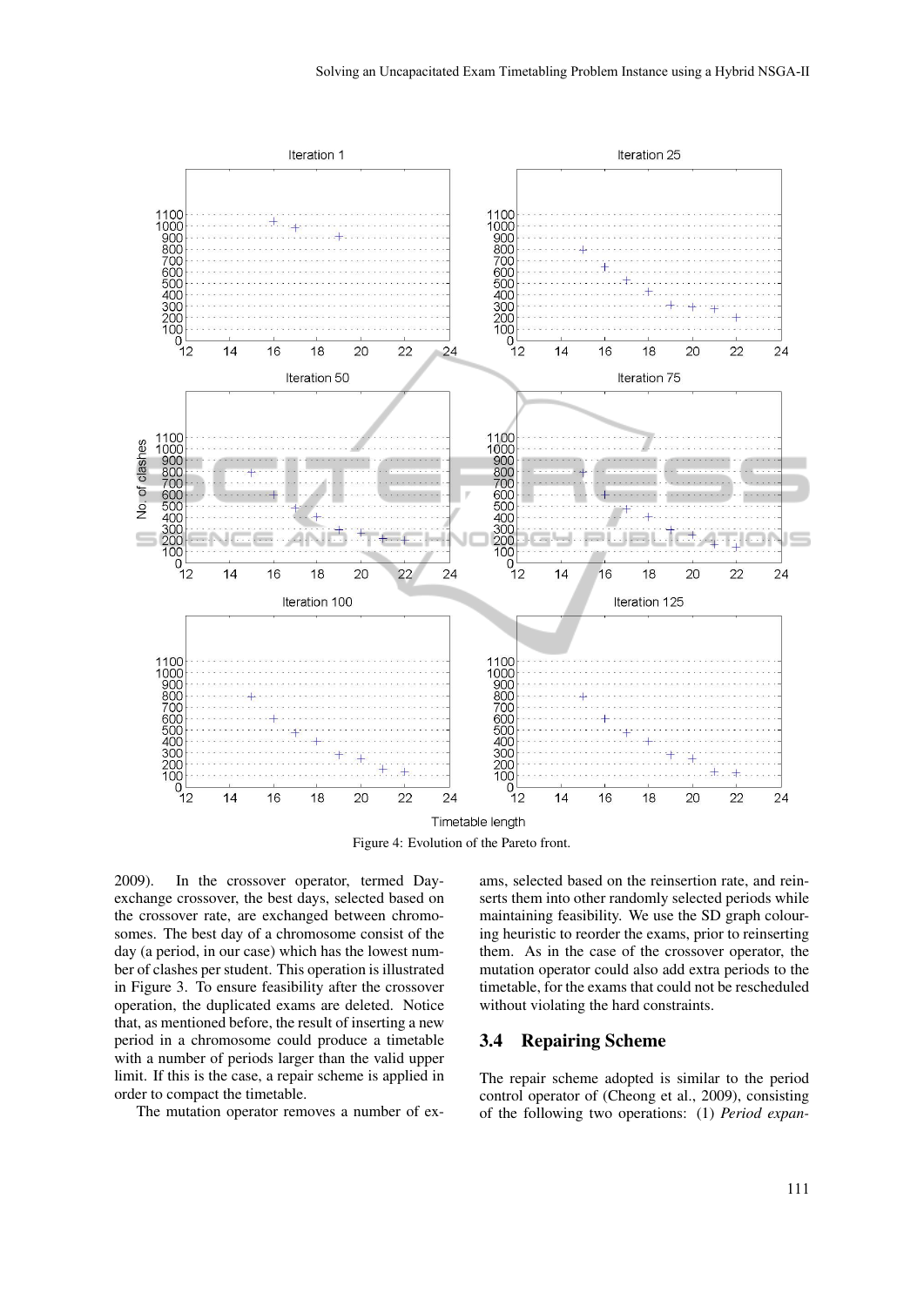Figure 4: Evolution of the Pareto front.

2009). In the crossover operator, termed Day-exchange crossover, the best days, selected based on the crossover rate, are exchanged between chromosomes. The best day of a chromosome consist of the day (a period, in our case) which has the lowest number of clashes per student. This operation is illustrated in Figure 3. To ensure feasibility after the crossover operation, the duplicated exams are deleted. Notice that, as mentioned before, the result of inserting a new period in a chromosome could produce a timetable with a number of periods larger than the valid upper limit. If this is the case, a repair scheme is applied in order to compact the timetable.

The mutation operator removes a number of exams, selected based on the reinsertion rate, and reinserts them into other randomly selected periods while maintaining feasibility. We use the SD graph colouring heuristic to reorder the exams, prior to reinserting them. As in the case of the crossover operator, the mutation operator could also add extra periods to the timetable, for the exams that could not be rescheduled without violating the hard constraints.

### 3.4 Repairing Scheme

The repair scheme adopted is similar to the period control operator of (Cheong et al., 2009), consisting of the following two operations: (1) *Period expan-*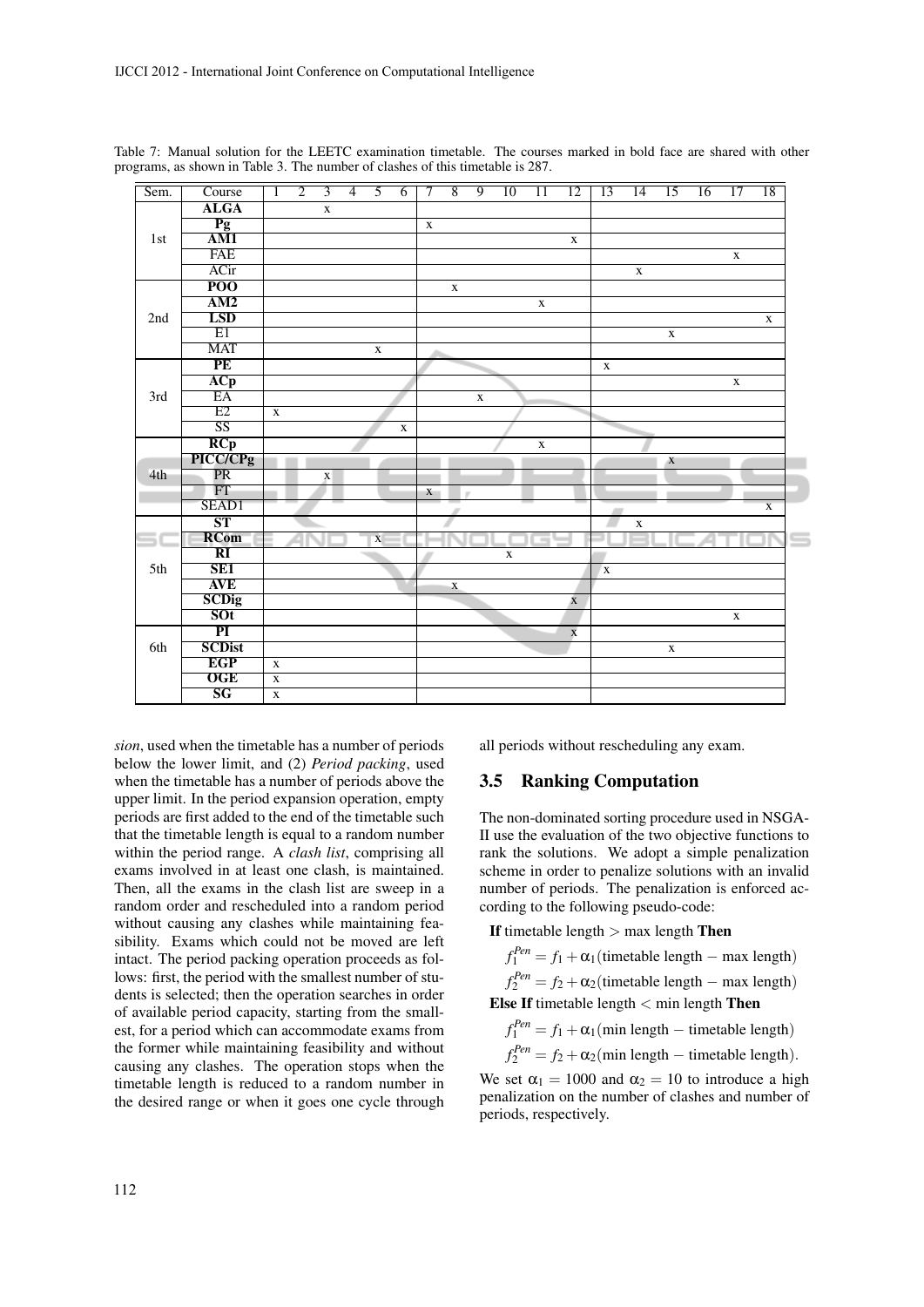Table 7: Manual solution for the LEETC examination timetable. The courses marked in bold face are shared with other programs, as shown in Table 3. The number of clashes of this timetable is 287.

| Sem. | Course | 1 | 2 | 3 | 4 | 5 | 6 | 7 | 8 | 9 | 10 | 11 | 12 | 13 | 14 | 15 | 16 | 17 | 18 |
|---|---|---|---|---|---|---|---|---|---|---|---|---|---|---|---|---|---|---|---|
| 1st | **ALGA** | | | x | | | | | | | | | | | | | | | |
| | **Pg** | | | | | | | x | | | | | | | | | | | |
| | **AM1** | | | | | | | | | | | | x | | | | | | |
| | FAE | | | | | | | | | | | | | | | | | x | |
| | ACir | | | | | | | | | | | | | | x | | | | |
| 2nd | **POO** | | | | | | | | x | | | | | | | | | | |
| | **AM2** | | | | | | | | | | | x | | | | | | | |
| | **LSD** | | | | | | | | | | | | | | | | | | x |
| | E1 | | | | | | | | | | | | | | | x | | | |
| | MAT | | | | | x | | | | | | | | | | | | | |
| 3rd | **PE** | | | | | | | | | | | | | x | | | | | |
| | **ACp** | | | | | | | | | | | | | | | | | x | |
| | EA | | | | | | | | | x | | | | | | | | | |
| | E2 | x | | | | | | | | | | | | | | | | | |
| | SS | | | | | | x | | | | | | | | | | | | |
| 4th | **RCp** | | | | | | | | | | | x | | | | | | | |
| | **PICC/CPg** | | | | | | | | | | | | | | | x | | | |
| | PR | | | x | | | | | | | | | | | | | | | |
| | FT | | | | | | | x | | | | | | | | | | | |
| | SEAD1 | | | | | | | | | | | | | | | | | | x |
| 5th | **ST** | | | | | | | | | | | | | | x | | | | |
| | **RCom** | | | | | x | | | | | | | | | | | | | |
| | **RI** | | | | | | | | | | x | | | | | | | | |
| | **SE1** | | | | | | | | | | | | | x | | | | | |
| | **AVE** | | | | | | | | x | | | | | | | | | | |
| | **SCDig** | | | | | | | | | | | | x | | | | | | |
| | **SOt** | | | | | | | | | | | | | | | | | x | |
| 6th | **PI** | | | | | | | | | | | | x | | | | | | |
| | **SCDist** | | | | | | | | | | | | | | | x | | | |
| | **EGP** | x | | | | | | | | | | | | | | | | | |
| | **OGE** | x | | | | | | | | | | | | | | | | | |
| | **SG** | x | | | | | | | | | | | | | | | | | |

*sion*, used when the timetable has a number of periods below the lower limit, and (2) *Period packing*, used when the timetable has a number of periods above the upper limit. In the period expansion operation, empty periods are first added to the end of the timetable such that the timetable length is equal to a random number within the period range. A *clash list*, comprising all exams involved in at least one clash, is maintained. Then, all the exams in the clash list are sweep in a random order and rescheduled into a random period without causing any clashes while maintaining feasibility. Exams which could not be moved are left intact. The period packing operation proceeds as follows: first, the period with the smallest number of students is selected; then the operation searches in order of available period capacity, starting from the smallest, for a period which can accommodate exams from the former while maintaining feasibility and without causing any clashes. The operation stops when the timetable length is reduced to a random number in the desired range or when it goes one cycle through all periods without rescheduling any exam.

### 3.5 Ranking Computation

The non-dominated sorting procedure used in NSGA-II use the evaluation of the two objective functions to rank the solutions. We adopt a simple penalization scheme in order to penalize solutions with an invalid number of periods. The penalization is enforced according to the following pseudo-code:

**If** timetable length > max length **Then**

$$f_1^{Pen} = f_1 + \alpha_1(\text{timetable length} - \text{max length})$$

$$f_2^{Pen} = f_2 + \alpha_2(\text{timetable length} - \text{max length})$$

**Else If** timetable length < min length **Then**

$$f_1^{Pen} = f_1 + \alpha_1(\text{min length} - \text{timetable length})$$

$$f_2^{Pen} = f_2 + \alpha_2(\text{min length} - \text{timetable length}).$$

We set $\alpha_1 = 1000$ and $\alpha_2 = 10$ to introduce a high penalization on the number of clashes and number of periods, respectively.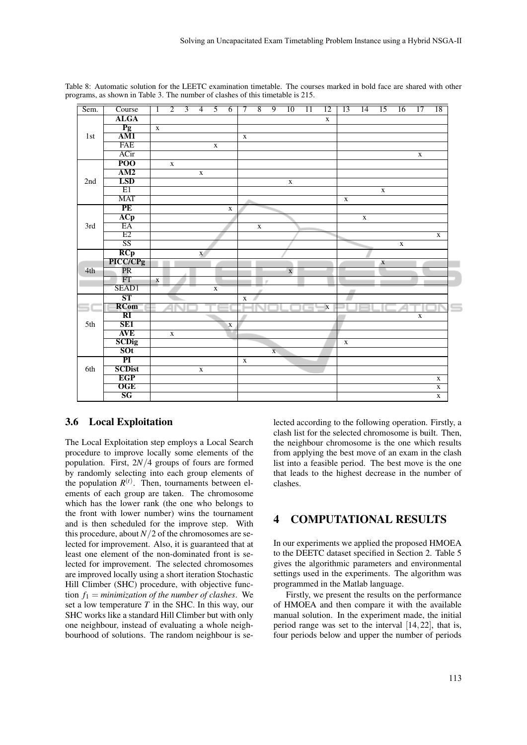Table 8: Automatic solution for the LEETC examination timetable. The courses marked in bold face are shared with other programs, as shown in Table 3. The number of clashes of this timetable is 215.

| Sem. | Course | 1 | 2 | 3 | 4 | 5 | 6 | 7 | 8 | 9 | 10 | 11 | 12 | 13 | 14 | 15 | 16 | 17 | 18 |
|---|---|---|---|---|---|---|---|---|---|---|---|---|---|---|---|---|---|---|---|
| 1st | **ALGA** | | | | | | | | | | | | x | | | | | | |
| | **Pg** | x | | | | | | | | | | | | | | | | | |
| | **AM1** | | | | | | | x | | | | | | | | | | | |
| | FAE | | | | | x | | | | | | | | | | | | | |
| | ACir | | | | | | | | | | | | | | | | | x | |
| 2nd | **POO** | | x | | | | | | | | | | | | | | | | |
| | **AM2** | | | | x | | | | | | | | | | | | | | |
| | **LSD** | | | | | | | | | | x | | | | | | | | |
| | E1 | | | | | | | | | | | | | | | x | | | |
| | MAT | | | | | | | | | | | | | x | | | | | |
| 3rd | **PE** | | | | | | x | | | | | | | | | | | | |
| | **ACp** | | | | | | | | | | | | | | x | | | | |
| | EA | | | | | | | | x | | | | | | | | | | |
| | E2 | | | | | | | | | | | | | | | | | | x |
| | SS | | | | | | | | | | | | | | | | x | | |
| 4th | **RCp** | | | | x | | | | | | | | | | | | | | |
| | **PICC/CPg** | | | | | | | | | | | | | | | x | | | |
| | PR | | | | | | | | | | x | | | | | | | | |
| | FT | x | | | | | | | | | | | | | | | | | |
| | SEAD1 | | | | | x | | | | | | | | | | | | | |
| 5th | **ST** | | | | | | | x | | | | | | | | | | | |
| | **RCom** | | | | | | | | | | | | x | | | | | | |
| | **RI** | | | | | | | | | | | | | | | | | x | |
| | **SE1** | | | | | | x | | | | | | | | | | | | |
| | **AVE** | | x | | | | | | | | | | | | | | | | |
| | **SCDig** | | | | | | | | | | | | | x | | | | | |
| | **SOt** | | | | | | | | | x | | | | | | | | | |
| 6th | **PI** | | | | | | | x | | | | | | | | | | | |
| | **SCDist** | | | | x | | | | | | | | | | | | | | |
| | **EGP** | | | | | | | | | | | | | | | | | | x |
| | **OGE** | | | | | | | | | | | | | | | | | | x |
| | **SG** | | | | | | | | | | | | | | | | | | x |

### 3.6 Local Exploitation

The Local Exploitation step employs a Local Search procedure to improve locally some elements of the population. First, $2N/4$ groups of fours are formed by randomly selecting into each group elements of the population $R^{(t)}$. Then, tournaments between elements of each group are taken. The chromosome which has the lower rank (the one who belongs to the front with lower number) wins the tournament and is then scheduled for the improve step. With this procedure, about $N/2$ of the chromosomes are selected for improvement. Also, it is guaranteed that at least one element of the non-dominated front is selected for improvement. The selected chromosomes are improved locally using a short iteration Stochastic Hill Climber (SHC) procedure, with objective function $f_1 =$ *minimization of the number of clashes*. We set a low temperature $T$ in the SHC. In this way, our SHC works like a standard Hill Climber but with only one neighbour, instead of evaluating a whole neighbourhood of solutions. The random neighbour is selected according to the following operation. Firstly, a clash list for the selected chromosome is built. Then, the neighbour chromosome is the one which results from applying the best move of an exam in the clash list into a feasible period. The best move is the one that leads to the highest decrease in the number of clashes.

## 4 COMPUTATIONAL RESULTS

In our experiments we applied the proposed HMOEA to the DEETC dataset specified in Section 2. Table 5 gives the algorithmic parameters and environmental settings used in the experiments. The algorithm was programmed in the Matlab language.

Firstly, we present the results on the performance of HMOEA and then compare it with the available manual solution. In the experiment made, the initial period range was set to the interval $[14, 22]$, that is, four periods below and upper the number of periods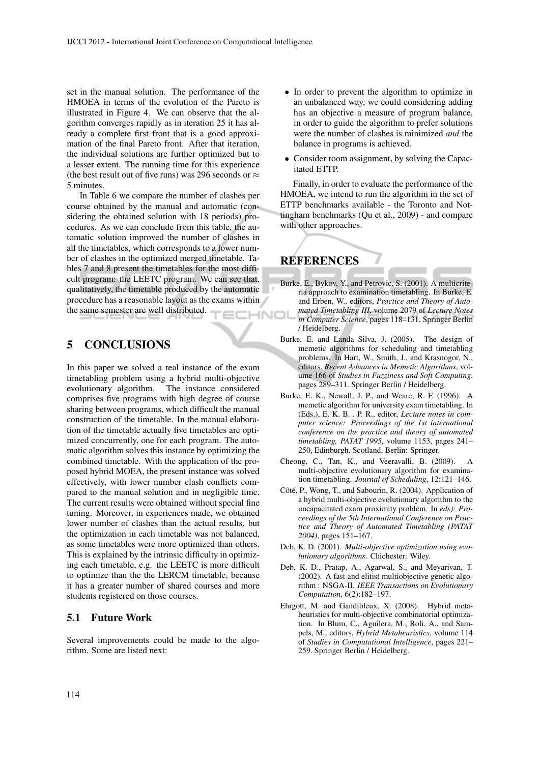set in the manual solution. The performance of the HMOEA in terms of the evolution of the Pareto is illustrated in Figure 4. We can observe that the algorithm converges rapidly as in iteration 25 it has already a complete first front that is a good approximation of the final Pareto front. After that iteration, the individual solutions are further optimized but to a lesser extent. The running time for this experience (the best result out of five runs) was 296 seconds or $\approx$ 5 minutes.

In Table 6 we compare the number of clashes per course obtained by the manual and automatic (considering the obtained solution with 18 periods) procedures. As we can conclude from this table, the automatic solution improved the number of clashes in all the timetables, which corresponds to a lower number of clashes in the optimized merged timetable. Tables 7 and 8 present the timetables for the most difficult program: the LEETC program. We can see that, qualitatively, the timetable produced by the automatic procedure has a reasonable layout as the exams within the same semester are well distributed.

## 5 CONCLUSIONS

In this paper we solved a real instance of the exam timetabling problem using a hybrid multi-objective evolutionary algorithm. The instance considered comprises five programs with high degree of course sharing between programs, which difficult the manual construction of the timetable. In the manual elaboration of the timetable actually five timetables are optimized concurrently, one for each program. The automatic algorithm solves this instance by optimizing the combined timetable. With the application of the proposed hybrid MOEA, the present instance was solved effectively, with lower number clash conflicts compared to the manual solution and in negligible time. The current results were obtained without special fine tuning. Moreover, in experiences made, we obtained lower number of clashes than the actual results, but the optimization in each timetable was not balanced, as some timetables were more optimized than others. This is explained by the intrinsic difficulty in optimizing each timetable, e.g. the LEETC is more difficult to optimize than the the LERCM timetable, because it has a greater number of shared courses and more students registered on those courses.

### 5.1 Future Work

Several improvements could be made to the algorithm. Some are listed next:

- In order to prevent the algorithm to optimize in an unbalanced way, we could considering adding has an objective a measure of program balance, in order to guide the algorithm to prefer solutions were the number of clashes is minimized *and* the balance in programs is achieved.
- Consider room assignment, by solving the Capacitated ETTP.

Finally, in order to evaluate the performance of the HMOEA, we intend to run the algorithm in the set of ETTP benchmarks available - the Toronto and Nottingham benchmarks (Qu et al., 2009) - and compare with other approaches.

## REFERENCES

Burke, E., Bykov, Y., and Petrovic, S. (2001). A multicriteria approach to examination timetabling. In Burke, E. and Erben, W., editors, *Practice and Theory of Automated Timetabling III*, volume 2079 of *Lecture Notes in Computer Science*, pages 118–131. Springer Berlin / Heidelberg.

Burke, E. and Landa Silva, J. (2005). The design of memetic algorithms for scheduling and timetabling problems. In Hart, W., Smith, J., and Krasnogor, N., editors, *Recent Advances in Memetic Algorithms*, volume 166 of *Studies in Fuzziness and Soft Computing*, pages 289–311. Springer Berlin / Heidelberg.

Burke, E. K., Newall, J. P., and Weare, R. F. (1996). A memetic algorithm for university exam timetabling. In (Eds.), E. K. B. . P. R., editor, *Lecture notes in computer science: Proceedings of the 1st international conference on the practice and theory of automated timetabling, PATAT 1995*, volume 1153, pages 241–250, Edinburgh, Scotland. Berlin: Springer.

Cheong, C., Tan, K., and Veeravalli, B. (2009). A multi-objective evolutionary algorithm for examination timetabling. *Journal of Scheduling*, 12:121–146.

Côté, P., Wong, T., and Sabourin, R. (2004). Application of a hybrid multi-objective evolutionary algorithm to the uncapacitated exam proximity problem. In *eds): Proceedings of the 5th International Conference on Practice and Theory of Automated Timetabling (PATAT 2004)*, pages 151–167.

Deb, K. D. (2001). *Multi-objective optimization using evolutionary algorithms*. Chichester: Wiley.

Deb, K. D., Pratap, A., Agarwal, S., and Meyarivan, T. (2002). A fast and elitist multiobjective genetic algorithm : NSGA-II. *IEEE Transactions on Evolutionary Computation*, 6(2):182–197.

Ehrgott, M. and Gandibleux, X. (2008). Hybrid metaheuristics for multi-objective combinatorial optimization. In Blum, C., Aguilera, M., Roli, A., and Sampels, M., editors, *Hybrid Metaheuristics*, volume 114 of *Studies in Computational Intelligence*, pages 221–259. Springer Berlin / Heidelberg.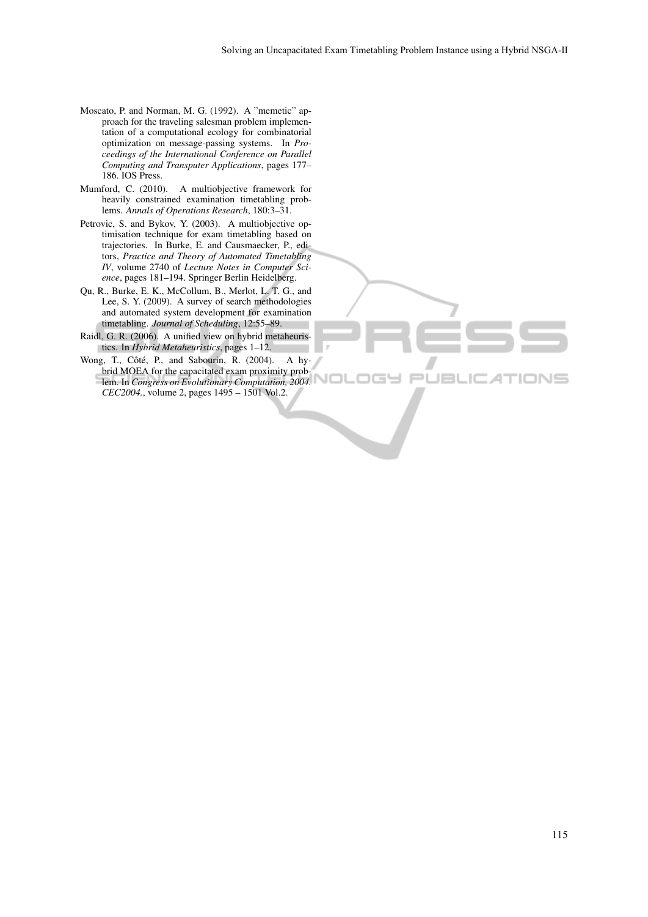Moscato, P. and Norman, M. G. (1992). A "memetic" approach for the traveling salesman problem implementation of a computational ecology for combinatorial optimization on message-passing systems. In *Proceedings of the International Conference on Parallel Computing and Transputer Applications*, pages 177–186. IOS Press.

Mumford, C. (2010). A multiobjective framework for heavily constrained examination timetabling problems. *Annals of Operations Research*, 180:3–31.

Petrovic, S. and Bykov, Y. (2003). A multiobjective optimisation technique for exam timetabling based on trajectories. In Burke, E. and Causmaecker, P., editors, *Practice and Theory of Automated Timetabling IV*, volume 2740 of *Lecture Notes in Computer Science*, pages 181–194. Springer Berlin Heidelberg.

Qu, R., Burke, E. K., McCollum, B., Merlot, L. T. G., and Lee, S. Y. (2009). A survey of search methodologies and automated system development for examination timetabling. *Journal of Scheduling*, 12:55–89.

Raidl, G. R. (2006). A unified view on hybrid metaheuristics. In *Hybrid Metaheuristics*, pages 1–12.

Wong, T., Côté, P., and Sabourin, R. (2004). A hybrid MOEA for the capacitated exam proximity problem. In *Congress on Evolutionary Computation, 2004. CEC2004.*, volume 2, pages 1495 – 1501 Vol.2.